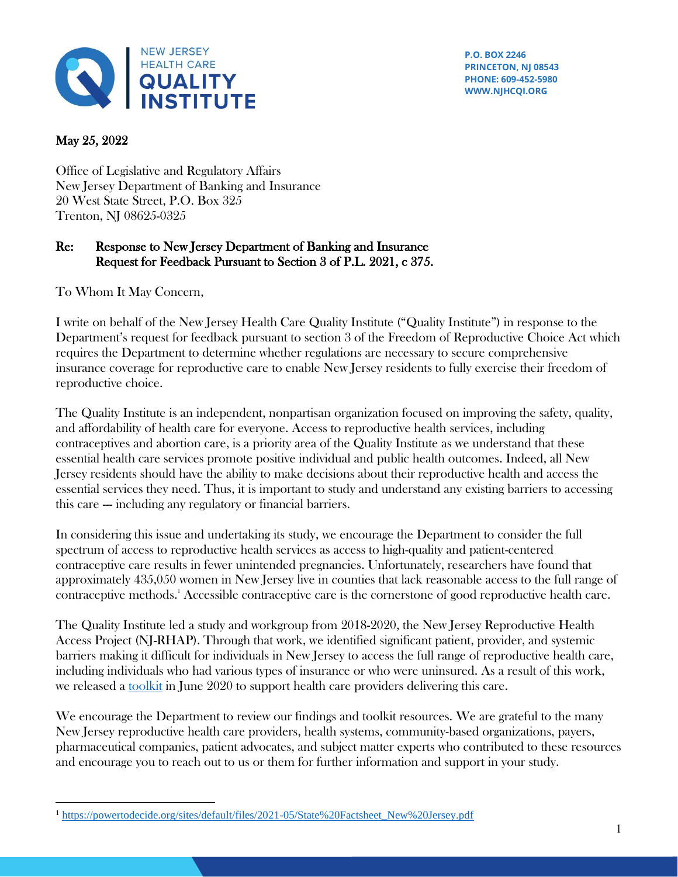**NEW JERSEY HEALTH CARE QUALITY INSTITUTE**

**P.O. BOX 2246**
**PRINCETON, NJ 08543**
**PHONE: 609-452-5980**
**WWW.NJHCQI.ORG**

May 25, 2022

Office of Legislative and Regulatory Affairs
New Jersey Department of Banking and Insurance
20 West State Street, P.O. Box 325
Trenton, NJ 08625-0325

**Re: Response to New Jersey Department of Banking and Insurance Request for Feedback Pursuant to Section 3 of P.L. 2021, c 375.**

To Whom It May Concern,

I write on behalf of the New Jersey Health Care Quality Institute ("Quality Institute") in response to the Department's request for feedback pursuant to section 3 of the Freedom of Reproductive Choice Act which requires the Department to determine whether regulations are necessary to secure comprehensive insurance coverage for reproductive care to enable New Jersey residents to fully exercise their freedom of reproductive choice.

The Quality Institute is an independent, nonpartisan organization focused on improving the safety, quality, and affordability of health care for everyone. Access to reproductive health services, including contraceptives and abortion care, is a priority area of the Quality Institute as we understand that these essential health care services promote positive individual and public health outcomes. Indeed, all New Jersey residents should have the ability to make decisions about their reproductive health and access the essential services they need. Thus, it is important to study and understand any existing barriers to accessing this care — including any regulatory or financial barriers.

In considering this issue and undertaking its study, we encourage the Department to consider the full spectrum of access to reproductive health services as access to high-quality and patient-centered contraceptive care results in fewer unintended pregnancies. Unfortunately, researchers have found that approximately 435,050 women in New Jersey live in counties that lack reasonable access to the full range of contraceptive methods.[1] Accessible contraceptive care is the cornerstone of good reproductive health care.

The Quality Institute led a study and workgroup from 2018-2020, the New Jersey Reproductive Health Access Project (NJ-RHAP). Through that work, we identified significant patient, provider, and systemic barriers making it difficult for individuals in New Jersey to access the full range of reproductive health care, including individuals who had various types of insurance or who were uninsured. As a result of this work, we released a toolkit in June 2020 to support health care providers delivering this care.

We encourage the Department to review our findings and toolkit resources. We are grateful to the many New Jersey reproductive health care providers, health systems, community-based organizations, payers, pharmaceutical companies, patient advocates, and subject matter experts who contributed to these resources and encourage you to reach out to us or them for further information and support in your study.

---

[1] https://powertodecide.org/sites/default/files/2021-05/State%20Factsheet_New%20Jersey.pdf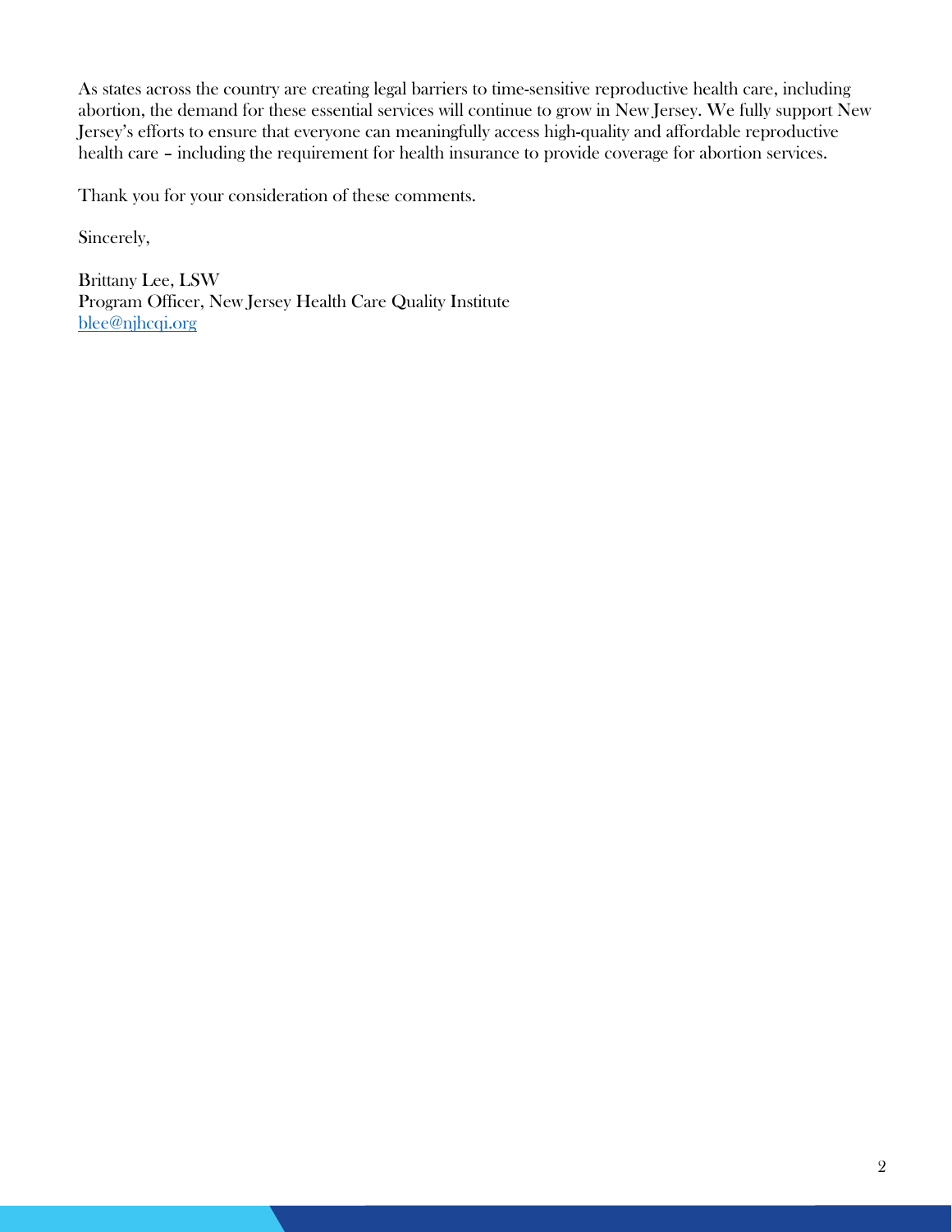As states across the country are creating legal barriers to time-sensitive reproductive health care, including abortion, the demand for these essential services will continue to grow in New Jersey. We fully support New Jersey's efforts to ensure that everyone can meaningfully access high-quality and affordable reproductive health care – including the requirement for health insurance to provide coverage for abortion services.

Thank you for your consideration of these comments.

Sincerely,

Brittany Lee, LSW
Program Officer, New Jersey Health Care Quality Institute
blee@njhcqi.org